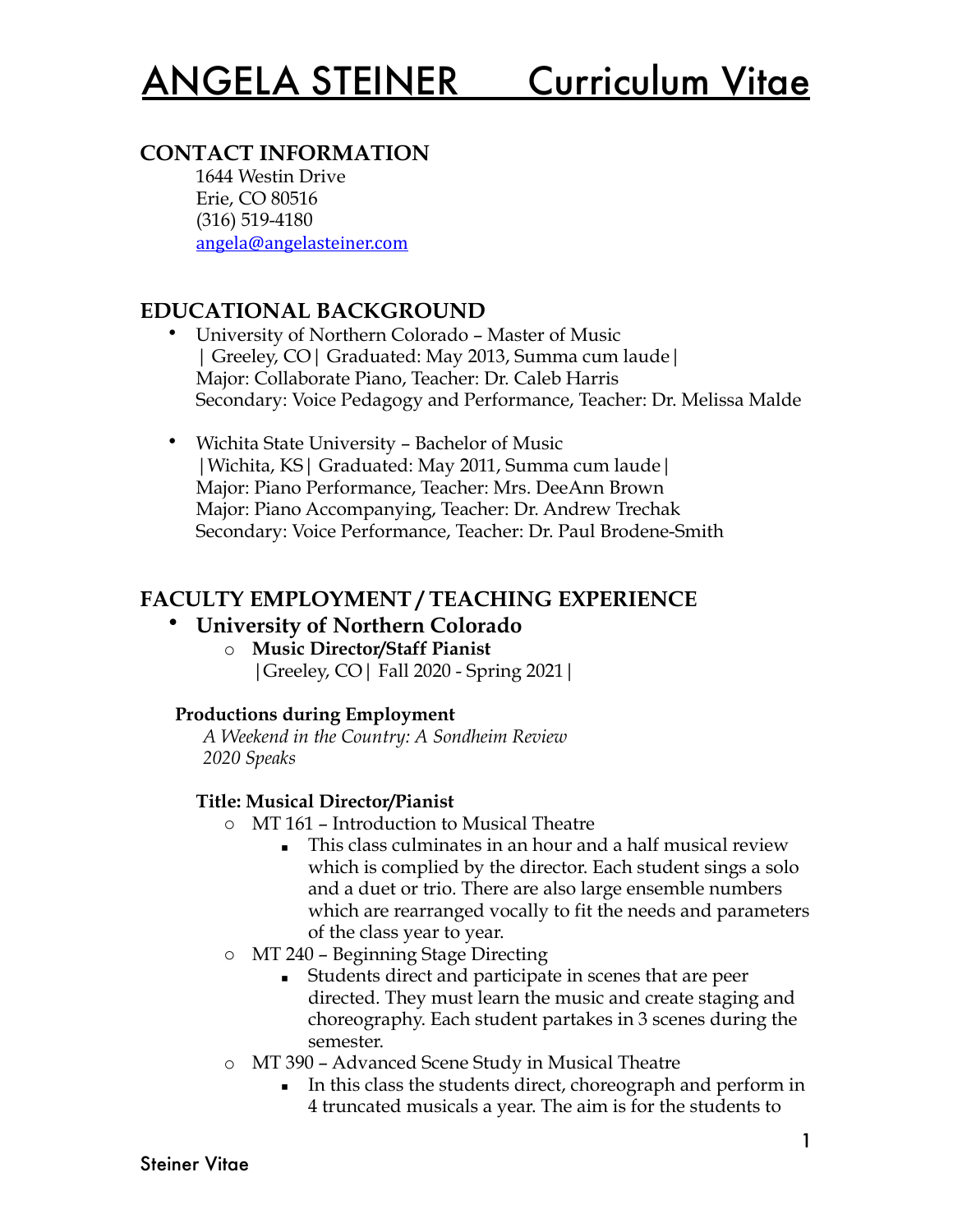# ANGELA STEINER Curriculum Vitae

## CONTACT INFORMATION

1644 Westin Drive
Erie, CO 80516
(316) 519-4180
angela@angelasteiner.com

## EDUCATIONAL BACKGROUND

- University of Northern Colorado – Master of Music
  | Greeley, CO | Graduated: May 2013, Summa cum laude |
  Major: Collaborate Piano, Teacher: Dr. Caleb Harris
  Secondary: Voice Pedagogy and Performance, Teacher: Dr. Melissa Malde

- Wichita State University – Bachelor of Music
  | Wichita, KS | Graduated: May 2011, Summa cum laude |
  Major: Piano Performance, Teacher: Mrs. DeeAnn Brown
  Major: Piano Accompanying, Teacher: Dr. Andrew Trechak
  Secondary: Voice Performance, Teacher: Dr. Paul Brodene-Smith

## FACULTY EMPLOYMENT / TEACHING EXPERIENCE

- **University of Northern Colorado**
  - **Music Director/Staff Pianist**
    | Greeley, CO | Fall 2020 - Spring 2021 |

**Productions during Employment**

*A Weekend in the Country: A Sondheim Review*
*2020 Speaks*

**Title: Musical Director/Pianist**

- MT 161 – Introduction to Musical Theatre
  - This class culminates in an hour and a half musical review which is complied by the director. Each student sings a solo and a duet or trio. There are also large ensemble numbers which are rearranged vocally to fit the needs and parameters of the class year to year.
- MT 240 – Beginning Stage Directing
  - Students direct and participate in scenes that are peer directed. They must learn the music and create staging and choreography. Each student partakes in 3 scenes during the semester.
- MT 390 – Advanced Scene Study in Musical Theatre
  - In this class the students direct, choreograph and perform in 4 truncated musicals a year. The aim is for the students to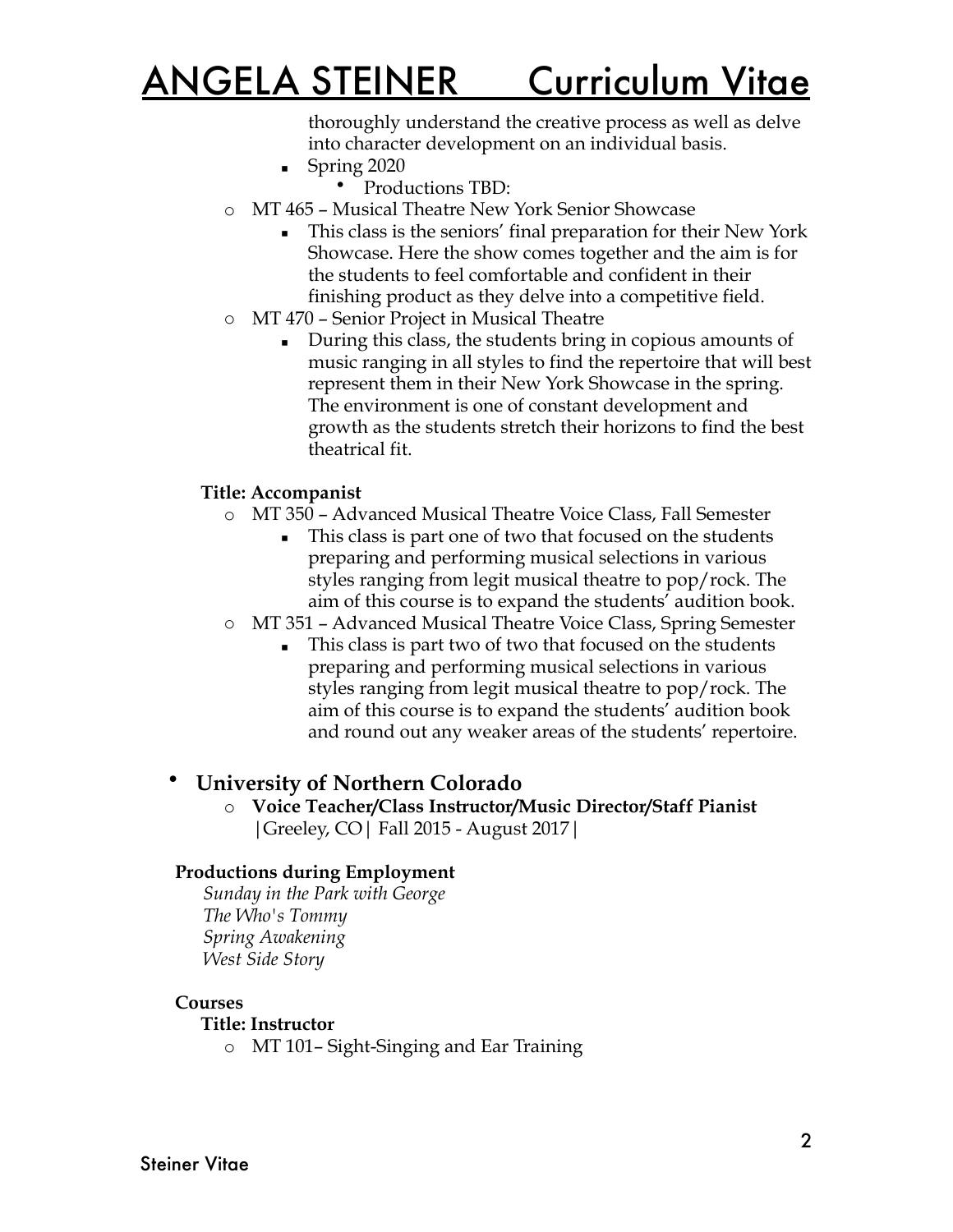thoroughly understand the creative process as well as delve into character development on an individual basis.

- Spring 2020
  - Productions TBD:

- MT 465 – Musical Theatre New York Senior Showcase
  - This class is the seniors' final preparation for their New York Showcase. Here the show comes together and the aim is for the students to feel comfortable and confident in their finishing product as they delve into a competitive field.
- MT 470 – Senior Project in Musical Theatre
  - During this class, the students bring in copious amounts of music ranging in all styles to find the repertoire that will best represent them in their New York Showcase in the spring. The environment is one of constant development and growth as the students stretch their horizons to find the best theatrical fit.

**Title: Accompanist**

- MT 350 – Advanced Musical Theatre Voice Class, Fall Semester
  - This class is part one of two that focused on the students preparing and performing musical selections in various styles ranging from legit musical theatre to pop/rock. The aim of this course is to expand the students' audition book.
- MT 351 – Advanced Musical Theatre Voice Class, Spring Semester
  - This class is part two of two that focused on the students preparing and performing musical selections in various styles ranging from legit musical theatre to pop/rock. The aim of this course is to expand the students' audition book and round out any weaker areas of the students' repertoire.

- **University of Northern Colorado**
  - **Voice Teacher/Class Instructor/Music Director/Staff Pianist** |Greeley, CO| Fall 2015 - August 2017|

**Productions during Employment**

*Sunday in the Park with George*
*The Who's Tommy*
*Spring Awakening*
*West Side Story*

**Courses**

**Title: Instructor**

- MT 101– Sight-Singing and Ear Training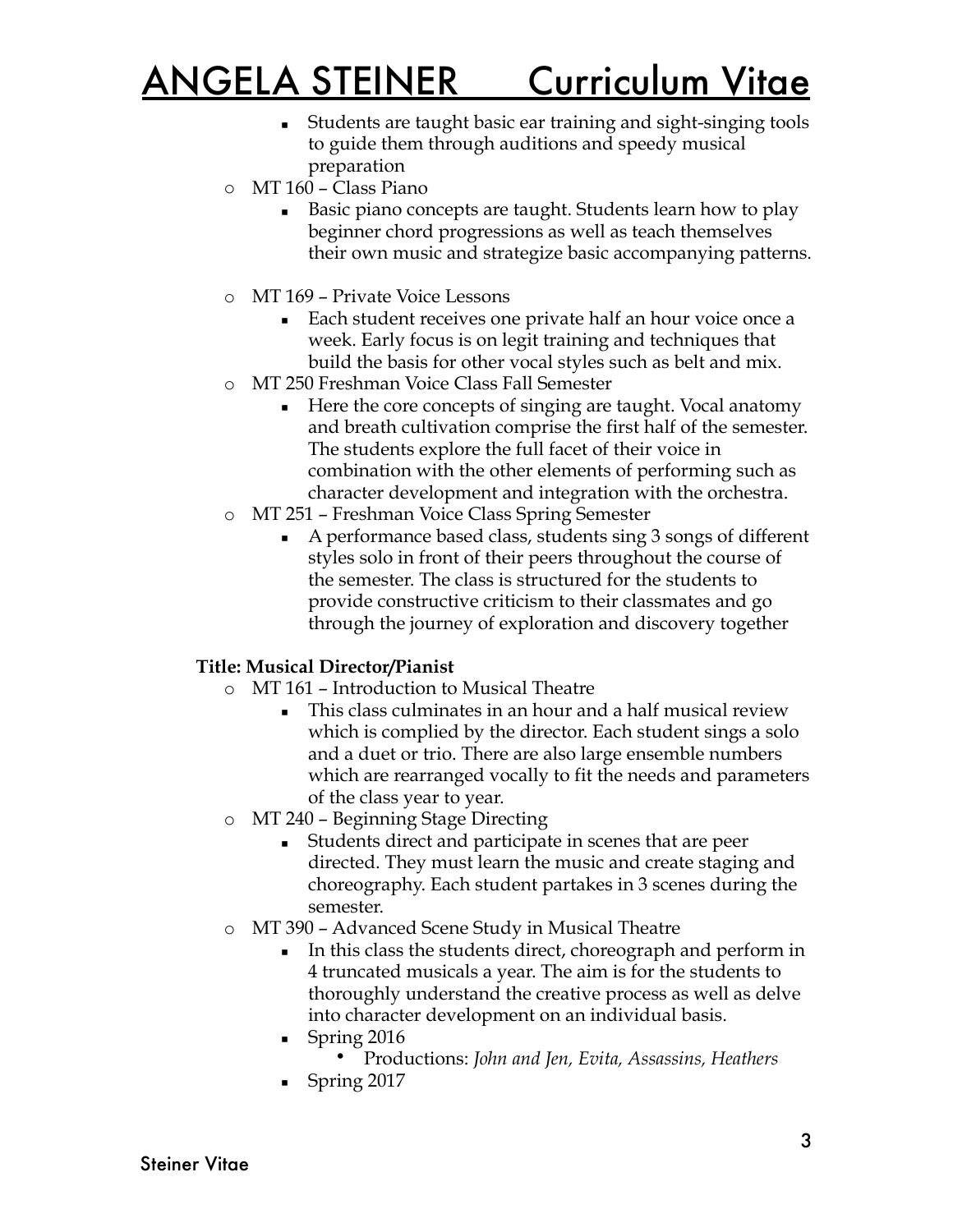- Students are taught basic ear training and sight-singing tools to guide them through auditions and speedy musical preparation

- MT 160 – Class Piano
  - Basic piano concepts are taught. Students learn how to play beginner chord progressions as well as teach themselves their own music and strategize basic accompanying patterns.
- MT 169 – Private Voice Lessons
  - Each student receives one private half an hour voice once a week. Early focus is on legit training and techniques that build the basis for other vocal styles such as belt and mix.
- MT 250 Freshman Voice Class Fall Semester
  - Here the core concepts of singing are taught. Vocal anatomy and breath cultivation comprise the first half of the semester. The students explore the full facet of their voice in combination with the other elements of performing such as character development and integration with the orchestra.
- MT 251 – Freshman Voice Class Spring Semester
  - A performance based class, students sing 3 songs of different styles solo in front of their peers throughout the course of the semester. The class is structured for the students to provide constructive criticism to their classmates and go through the journey of exploration and discovery together

**Title: Musical Director/Pianist**

- MT 161 – Introduction to Musical Theatre
  - This class culminates in an hour and a half musical review which is complied by the director. Each student sings a solo and a duet or trio. There are also large ensemble numbers which are rearranged vocally to fit the needs and parameters of the class year to year.
- MT 240 – Beginning Stage Directing
  - Students direct and participate in scenes that are peer directed. They must learn the music and create staging and choreography. Each student partakes in 3 scenes during the semester.
- MT 390 – Advanced Scene Study in Musical Theatre
  - In this class the students direct, choreograph and perform in 4 truncated musicals a year. The aim is for the students to thoroughly understand the creative process as well as delve into character development on an individual basis.
  - Spring 2016
    - Productions: *John and Jen, Evita, Assassins, Heathers*
  - Spring 2017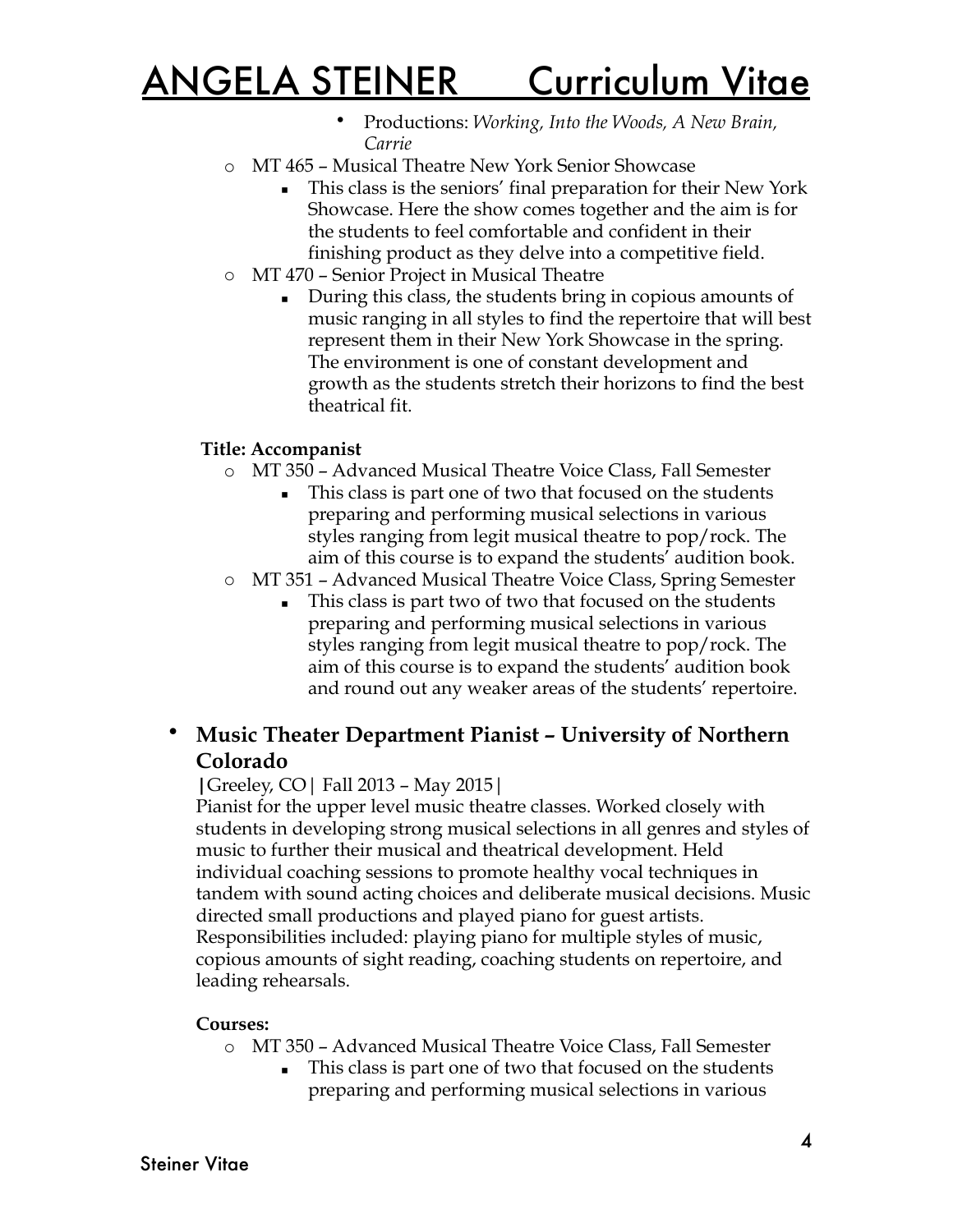- Productions: *Working, Into the Woods, A New Brain, Carrie*

- MT 465 – Musical Theatre New York Senior Showcase
  - This class is the seniors' final preparation for their New York Showcase. Here the show comes together and the aim is for the students to feel comfortable and confident in their finishing product as they delve into a competitive field.
- MT 470 – Senior Project in Musical Theatre
  - During this class, the students bring in copious amounts of music ranging in all styles to find the repertoire that will best represent them in their New York Showcase in the spring. The environment is one of constant development and growth as the students stretch their horizons to find the best theatrical fit.

**Title: Accompanist**

- MT 350 – Advanced Musical Theatre Voice Class, Fall Semester
  - This class is part one of two that focused on the students preparing and performing musical selections in various styles ranging from legit musical theatre to pop/rock. The aim of this course is to expand the students' audition book.
- MT 351 – Advanced Musical Theatre Voice Class, Spring Semester
  - This class is part two of two that focused on the students preparing and performing musical selections in various styles ranging from legit musical theatre to pop/rock. The aim of this course is to expand the students' audition book and round out any weaker areas of the students' repertoire.

- **Music Theater Department Pianist – University of Northern Colorado**

  |Greeley, CO| Fall 2013 – May 2015|

  Pianist for the upper level music theatre classes. Worked closely with students in developing strong musical selections in all genres and styles of music to further their musical and theatrical development. Held individual coaching sessions to promote healthy vocal techniques in tandem with sound acting choices and deliberate musical decisions. Music directed small productions and played piano for guest artists. Responsibilities included: playing piano for multiple styles of music, copious amounts of sight reading, coaching students on repertoire, and leading rehearsals.

  **Courses:**

  - MT 350 – Advanced Musical Theatre Voice Class, Fall Semester
    - This class is part one of two that focused on the students preparing and performing musical selections in various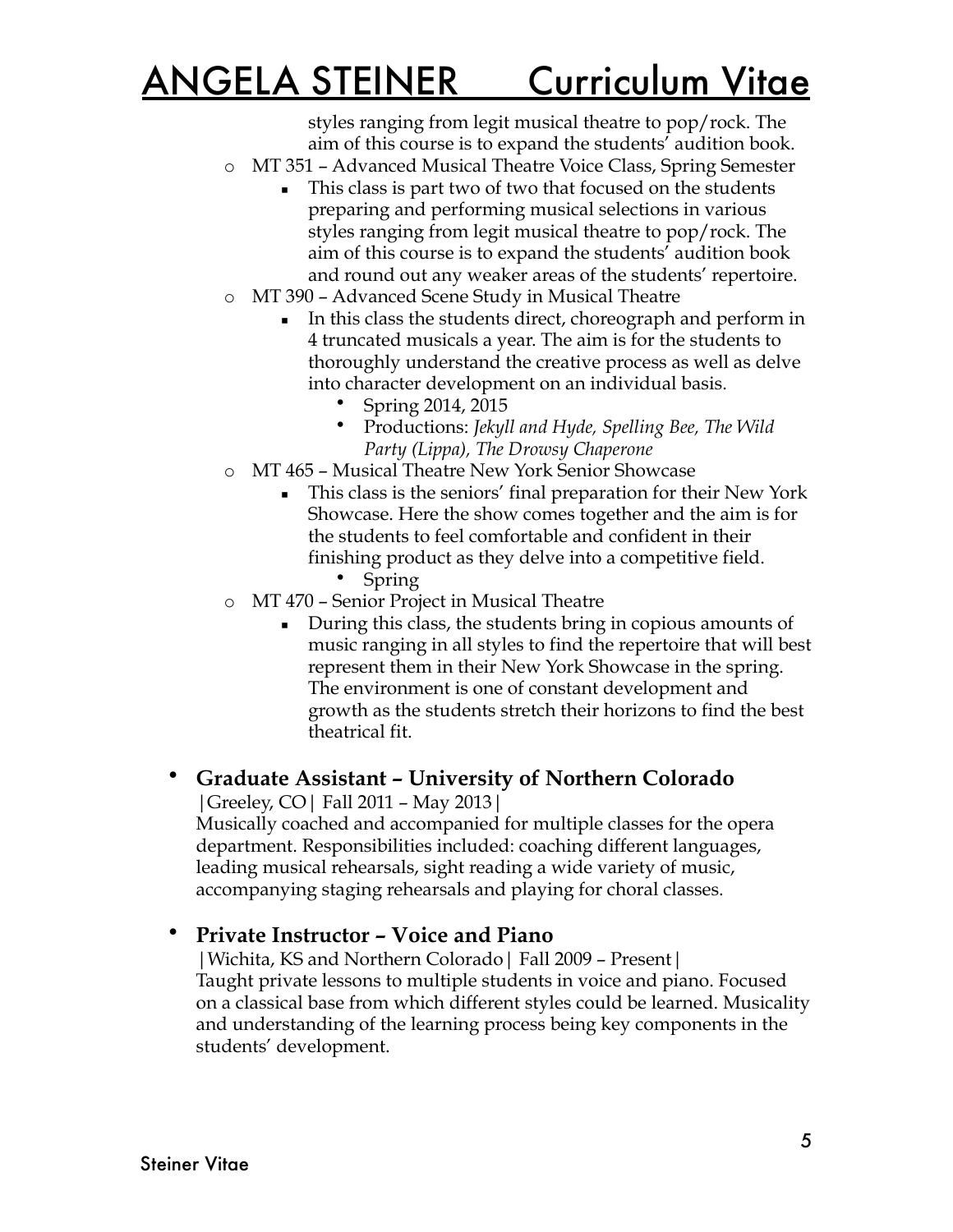styles ranging from legit musical theatre to pop/rock. The aim of this course is to expand the students' audition book.

- MT 351 – Advanced Musical Theatre Voice Class, Spring Semester
  - This class is part two of two that focused on the students preparing and performing musical selections in various styles ranging from legit musical theatre to pop/rock. The aim of this course is to expand the students' audition book and round out any weaker areas of the students' repertoire.
- MT 390 – Advanced Scene Study in Musical Theatre
  - In this class the students direct, choreograph and perform in 4 truncated musicals a year. The aim is for the students to thoroughly understand the creative process as well as delve into character development on an individual basis.
    - Spring 2014, 2015
    - Productions: *Jekyll and Hyde, Spelling Bee, The Wild Party (Lippa), The Drowsy Chaperone*
- MT 465 – Musical Theatre New York Senior Showcase
  - This class is the seniors' final preparation for their New York Showcase. Here the show comes together and the aim is for the students to feel comfortable and confident in their finishing product as they delve into a competitive field.
    - Spring
- MT 470 – Senior Project in Musical Theatre
  - During this class, the students bring in copious amounts of music ranging in all styles to find the repertoire that will best represent them in their New York Showcase in the spring. The environment is one of constant development and growth as the students stretch their horizons to find the best theatrical fit.

- **Graduate Assistant – University of Northern Colorado**
  |Greeley, CO| Fall 2011 – May 2013|
  Musically coached and accompanied for multiple classes for the opera department. Responsibilities included: coaching different languages, leading musical rehearsals, sight reading a wide variety of music, accompanying staging rehearsals and playing for choral classes.

- **Private Instructor – Voice and Piano**
  |Wichita, KS and Northern Colorado| Fall 2009 – Present|
  Taught private lessons to multiple students in voice and piano. Focused on a classical base from which different styles could be learned. Musicality and understanding of the learning process being key components in the students' development.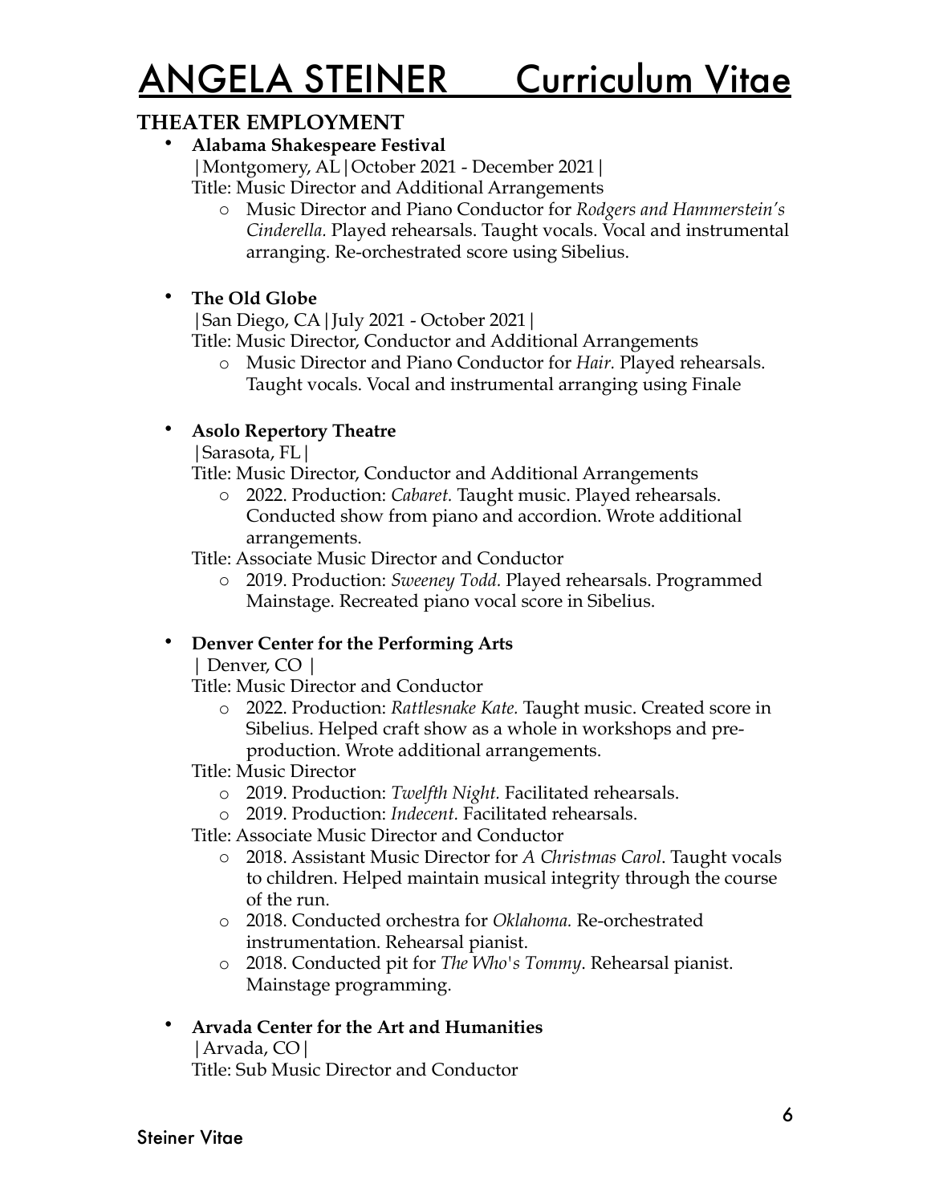# ANGELA STEINER     Curriculum Vitae

## THEATER EMPLOYMENT

- **Alabama Shakespeare Festival**
  |Montgomery, AL|October 2021 - December 2021|
  Title: Music Director and Additional Arrangements
    - Music Director and Piano Conductor for *Rodgers and Hammerstein's Cinderella.* Played rehearsals. Taught vocals. Vocal and instrumental arranging. Re-orchestrated score using Sibelius.

- **The Old Globe**
  |San Diego, CA|July 2021 - October 2021|
  Title: Music Director, Conductor and Additional Arrangements
    - Music Director and Piano Conductor for *Hair.* Played rehearsals. Taught vocals. Vocal and instrumental arranging using Finale

- **Asolo Repertory Theatre**
  |Sarasota, FL|
  Title: Music Director, Conductor and Additional Arrangements
    - 2022. Production: *Cabaret.* Taught music. Played rehearsals. Conducted show from piano and accordion. Wrote additional arrangements.

  Title: Associate Music Director and Conductor
    - 2019. Production: *Sweeney Todd.* Played rehearsals. Programmed Mainstage. Recreated piano vocal score in Sibelius.

- **Denver Center for the Performing Arts**
  | Denver, CO |
  Title: Music Director and Conductor
    - 2022. Production: *Rattlesnake Kate.* Taught music. Created score in Sibelius. Helped craft show as a whole in workshops and pre-production. Wrote additional arrangements.

  Title: Music Director
    - 2019. Production: *Twelfth Night.* Facilitated rehearsals.
    - 2019. Production: *Indecent.* Facilitated rehearsals.

  Title: Associate Music Director and Conductor
    - 2018. Assistant Music Director for *A Christmas Carol*. Taught vocals to children. Helped maintain musical integrity through the course of the run.
    - 2018. Conducted orchestra for *Oklahoma.* Re-orchestrated instrumentation. Rehearsal pianist.
    - 2018. Conducted pit for *The Who's Tommy*. Rehearsal pianist. Mainstage programming.

- **Arvada Center for the Art and Humanities**
  |Arvada, CO|
  Title: Sub Music Director and Conductor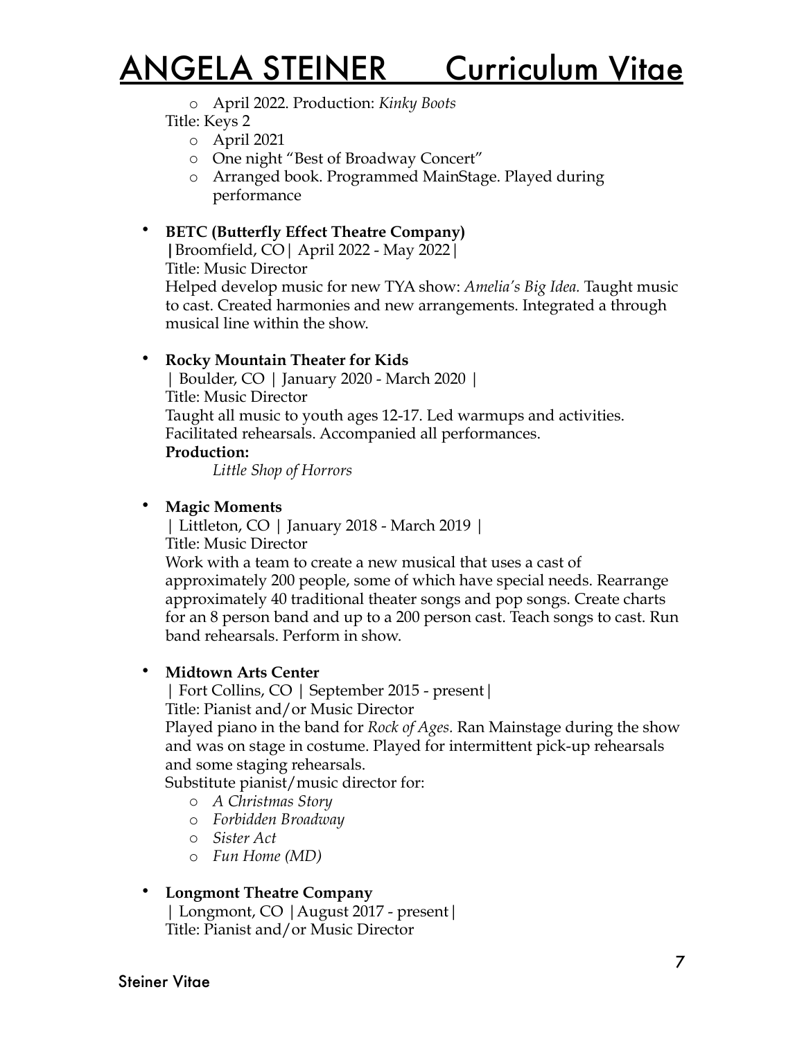- April 2022. Production: *Kinky Boots*

Title: Keys 2

- April 2021
- One night "Best of Broadway Concert"
- Arranged book. Programmed MainStage. Played during performance

- **BETC (Butterfly Effect Theatre Company)**
  |Broomfield, CO| April 2022 - May 2022|
  Title: Music Director
  Helped develop music for new TYA show: *Amelia's Big Idea.* Taught music to cast. Created harmonies and new arrangements. Integrated a through musical line within the show.

- **Rocky Mountain Theater for Kids**
  | Boulder, CO | January 2020 - March 2020 |
  Title: Music Director
  Taught all music to youth ages 12-17. Led warmups and activities. Facilitated rehearsals. Accompanied all performances.
  **Production:**
  *Little Shop of Horrors*

- **Magic Moments**
  | Littleton, CO | January 2018 - March 2019 |
  Title: Music Director
  Work with a team to create a new musical that uses a cast of approximately 200 people, some of which have special needs. Rearrange approximately 40 traditional theater songs and pop songs. Create charts for an 8 person band and up to a 200 person cast. Teach songs to cast. Run band rehearsals. Perform in show.

- **Midtown Arts Center**
  | Fort Collins, CO | September 2015 - present|
  Title: Pianist and/or Music Director
  Played piano in the band for *Rock of Ages.* Ran Mainstage during the show and was on stage in costume. Played for intermittent pick-up rehearsals and some staging rehearsals.
  Substitute pianist/music director for:
  - *A Christmas Story*
  - *Forbidden Broadway*
  - *Sister Act*
  - *Fun Home (MD)*

- **Longmont Theatre Company**
  | Longmont, CO |August 2017 - present|
  Title: Pianist and/or Music Director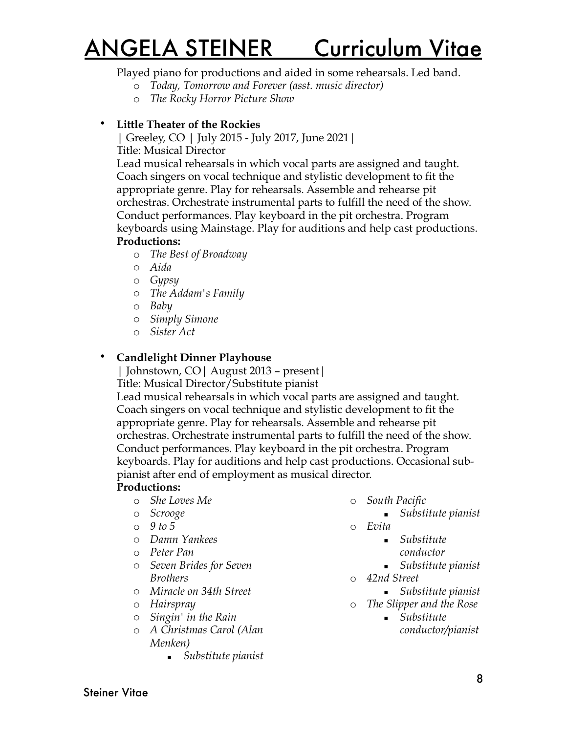Played piano for productions and aided in some rehearsals. Led band.

- *Today, Tomorrow and Forever (asst. music director)*
- *The Rocky Horror Picture Show*

- **Little Theater of the Rockies**

  | Greeley, CO | July 2015 - July 2017, June 2021|

  Title: Musical Director

  Lead musical rehearsals in which vocal parts are assigned and taught. Coach singers on vocal technique and stylistic development to fit the appropriate genre. Play for rehearsals. Assemble and rehearse pit orchestras. Orchestrate instrumental parts to fulfill the need of the show. Conduct performances. Play keyboard in the pit orchestra. Program keyboards using Mainstage. Play for auditions and help cast productions.

  **Productions:**
  - *The Best of Broadway*
  - *Aida*
  - *Gypsy*
  - *The Addam's Family*
  - *Baby*
  - *Simply Simone*
  - *Sister Act*

- **Candlelight Dinner Playhouse**

  | Johnstown, CO| August 2013 – present|

  Title: Musical Director/Substitute pianist

  Lead musical rehearsals in which vocal parts are assigned and taught. Coach singers on vocal technique and stylistic development to fit the appropriate genre. Play for rehearsals. Assemble and rehearse pit orchestras. Orchestrate instrumental parts to fulfill the need of the show. Conduct performances. Play keyboard in the pit orchestra. Program keyboards. Play for auditions and help cast productions. Occasional sub-pianist after end of employment as musical director.

  **Productions:**
  - *She Loves Me*
  - *Scrooge*
  - *9 to 5*
  - *Damn Yankees*
  - *Peter Pan*
  - *Seven Brides for Seven Brothers*
  - *Miracle on 34th Street*
  - *Hairspray*
  - *Singin' in the Rain*
  - *A Christmas Carol (Alan Menken)*
    - *Substitute pianist*
  - *South Pacific*
    - *Substitute pianist*
  - *Evita*
    - *Substitute conductor*
    - *Substitute pianist*
  - *42nd Street*
    - *Substitute pianist*
  - *The Slipper and the Rose*
    - *Substitute conductor/pianist*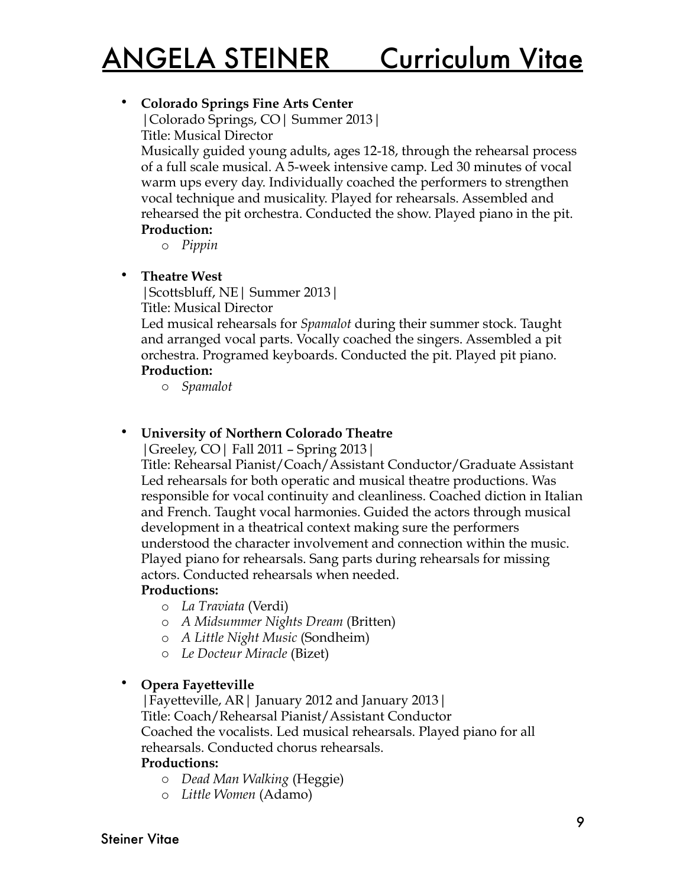- **Colorado Springs Fine Arts Center**
  |Colorado Springs, CO| Summer 2013|
  Title: Musical Director
  Musically guided young adults, ages 12-18, through the rehearsal process of a full scale musical. A 5-week intensive camp. Led 30 minutes of vocal warm ups every day. Individually coached the performers to strengthen vocal technique and musicality. Played for rehearsals. Assembled and rehearsed the pit orchestra. Conducted the show. Played piano in the pit.
  **Production:**
  - *Pippin*

- **Theatre West**
  |Scottsbluff, NE| Summer 2013|
  Title: Musical Director
  Led musical rehearsals for *Spamalot* during their summer stock. Taught and arranged vocal parts. Vocally coached the singers. Assembled a pit orchestra. Programed keyboards. Conducted the pit. Played pit piano.
  **Production:**
  - *Spamalot*

- **University of Northern Colorado Theatre**
  |Greeley, CO| Fall 2011 – Spring 2013|
  Title: Rehearsal Pianist/Coach/Assistant Conductor/Graduate Assistant
  Led rehearsals for both operatic and musical theatre productions. Was responsible for vocal continuity and cleanliness. Coached diction in Italian and French. Taught vocal harmonies. Guided the actors through musical development in a theatrical context making sure the performers understood the character involvement and connection within the music. Played piano for rehearsals. Sang parts during rehearsals for missing actors. Conducted rehearsals when needed.
  **Productions:**
  - *La Traviata* (Verdi)
  - *A Midsummer Nights Dream* (Britten)
  - *A Little Night Music* (Sondheim)
  - *Le Docteur Miracle* (Bizet)

- **Opera Fayetteville**
  |Fayetteville, AR| January 2012 and January 2013|
  Title: Coach/Rehearsal Pianist/Assistant Conductor
  Coached the vocalists. Led musical rehearsals. Played piano for all rehearsals. Conducted chorus rehearsals.
  **Productions:**
  - *Dead Man Walking* (Heggie)
  - *Little Women* (Adamo)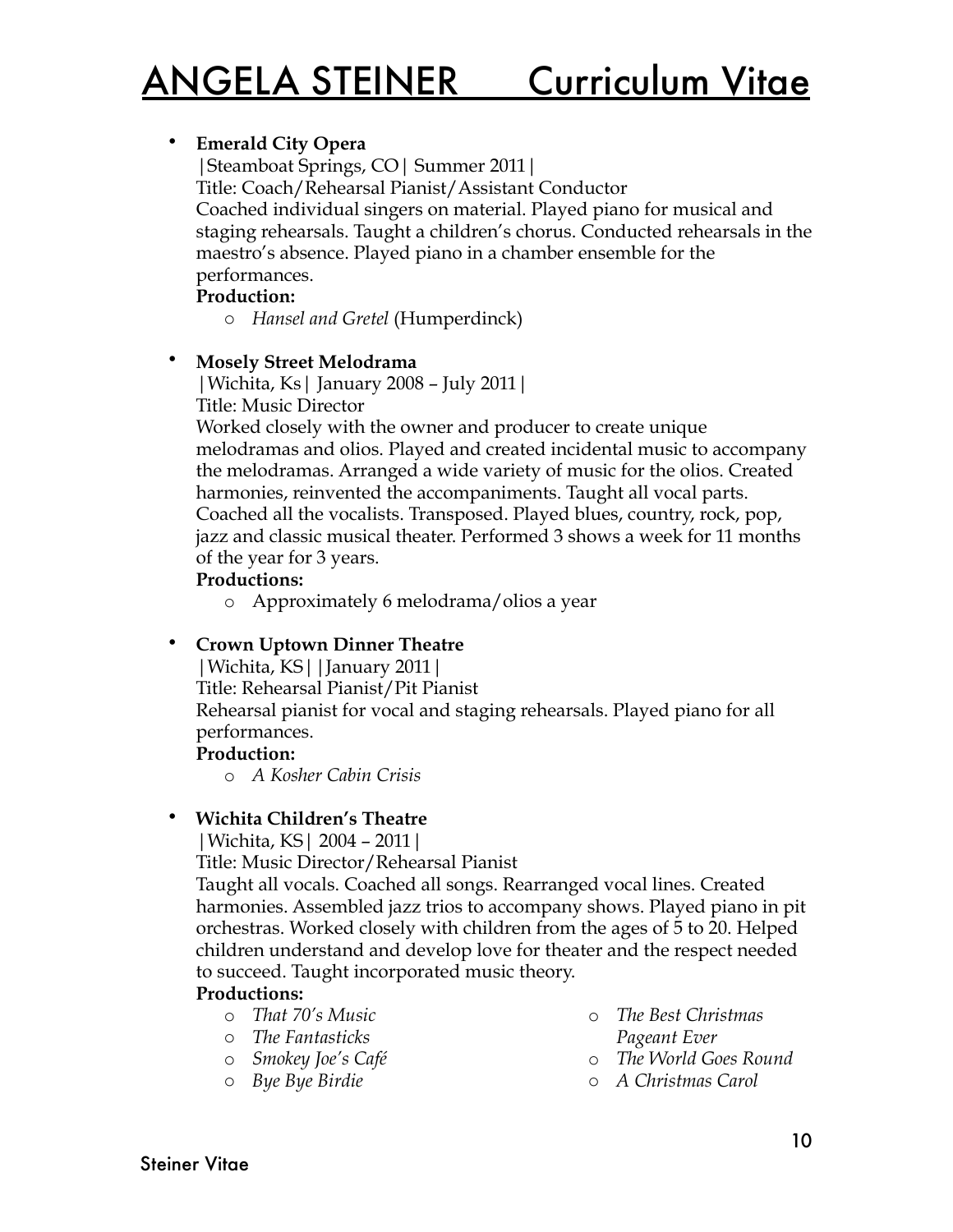# ANGELA STEINER Curriculum Vitae

- **Emerald City Opera**
  |Steamboat Springs, CO| Summer 2011|
  Title: Coach/Rehearsal Pianist/Assistant Conductor
  Coached individual singers on material. Played piano for musical and staging rehearsals. Taught a children's chorus. Conducted rehearsals in the maestro's absence. Played piano in a chamber ensemble for the performances.
  **Production:**
  - *Hansel and Gretel* (Humperdinck)

- **Mosely Street Melodrama**
  |Wichita, Ks| January 2008 – July 2011|
  Title: Music Director
  Worked closely with the owner and producer to create unique melodramas and olios. Played and created incidental music to accompany the melodramas. Arranged a wide variety of music for the olios. Created harmonies, reinvented the accompaniments. Taught all vocal parts. Coached all the vocalists. Transposed. Played blues, country, rock, pop, jazz and classic musical theater. Performed 3 shows a week for 11 months of the year for 3 years.
  **Productions:**
  - Approximately 6 melodrama/olios a year

- **Crown Uptown Dinner Theatre**
  |Wichita, KS| |January 2011|
  Title: Rehearsal Pianist/Pit Pianist
  Rehearsal pianist for vocal and staging rehearsals. Played piano for all performances.
  **Production:**
  - *A Kosher Cabin Crisis*

- **Wichita Children's Theatre**
  |Wichita, KS| 2004 – 2011|
  Title: Music Director/Rehearsal Pianist
  Taught all vocals. Coached all songs. Rearranged vocal lines. Created harmonies. Assembled jazz trios to accompany shows. Played piano in pit orchestras. Worked closely with children from the ages of 5 to 20. Helped children understand and develop love for theater and the respect needed to succeed. Taught incorporated music theory.
  **Productions:**
  - *That 70's Music*
  - *The Fantasticks*
  - *Smokey Joe's Café*
  - *Bye Bye Birdie*
  - *The Best Christmas Pageant Ever*
  - *The World Goes Round*
  - *A Christmas Carol*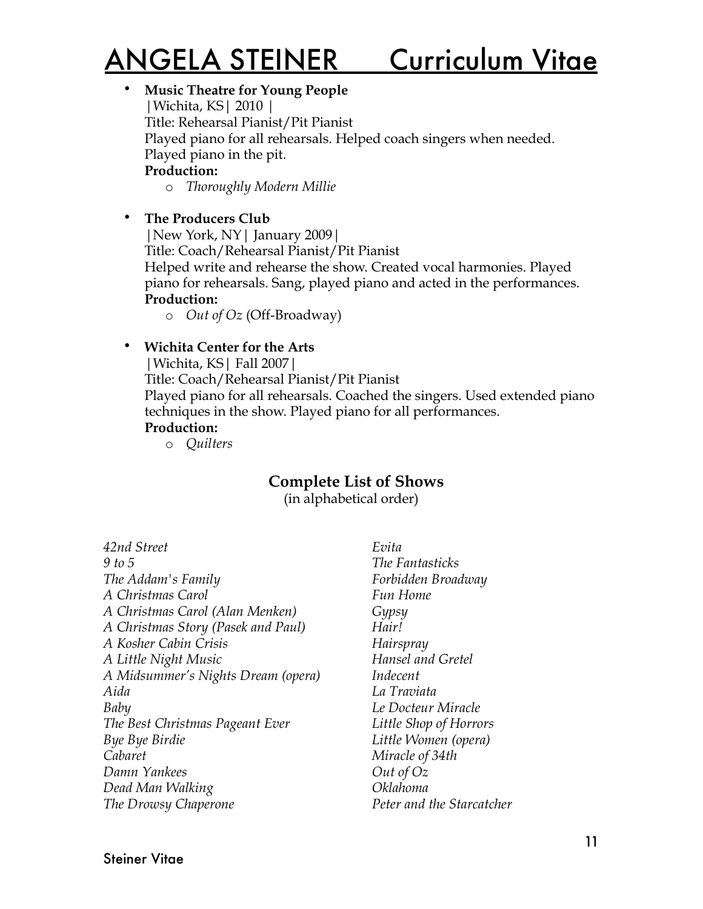- **Music Theatre for Young People**
  |Wichita, KS| 2010 |
  Title: Rehearsal Pianist/Pit Pianist
  Played piano for all rehearsals. Helped coach singers when needed. Played piano in the pit.
  **Production:**
    - *Thoroughly Modern Millie*

- **The Producers Club**
  |New York, NY| January 2009|
  Title: Coach/Rehearsal Pianist/Pit Pianist
  Helped write and rehearse the show. Created vocal harmonies. Played piano for rehearsals. Sang, played piano and acted in the performances.
  **Production:**
    - *Out of Oz* (Off-Broadway)

- **Wichita Center for the Arts**
  |Wichita, KS| Fall 2007|
  Title: Coach/Rehearsal Pianist/Pit Pianist
  Played piano for all rehearsals. Coached the singers. Used extended piano techniques in the show. Played piano for all performances.
  **Production:**
    - *Quilters*

## Complete List of Shows

(in alphabetical order)

*42nd Street*
*9 to 5*
*The Addam's Family*
*A Christmas Carol*
*A Christmas Carol (Alan Menken)*
*A Christmas Story (Pasek and Paul)*
*A Kosher Cabin Crisis*
*A Little Night Music*
*A Midsummer's Nights Dream (opera)*
*Aida*
*Baby*
*The Best Christmas Pageant Ever*
*Bye Bye Birdie*
*Cabaret*
*Damn Yankees*
*Dead Man Walking*
*The Drowsy Chaperone*
*Evita*
*The Fantasticks*
*Forbidden Broadway*
*Fun Home*
*Gypsy*
*Hair!*
*Hairspray*
*Hansel and Gretel*
*Indecent*
*La Traviata*
*Le Docteur Miracle*
*Little Shop of Horrors*
*Little Women (opera)*
*Miracle of 34th*
*Out of Oz*
*Oklahoma*
*Peter and the Starcatcher*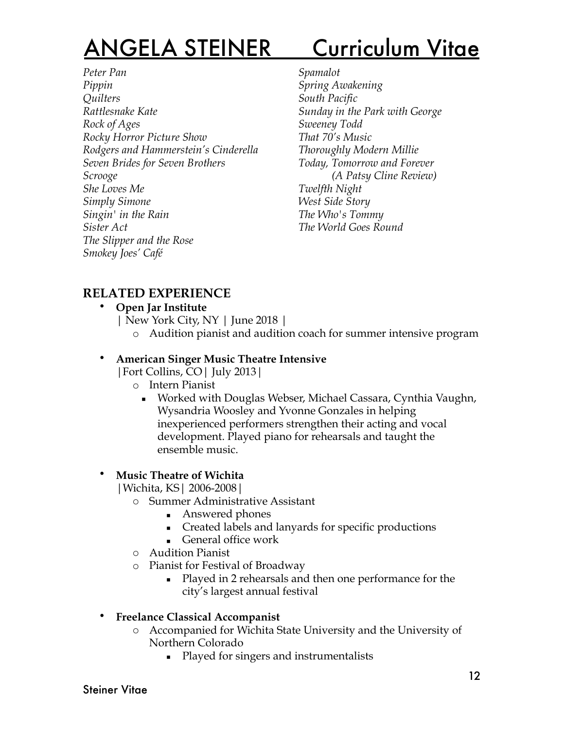# ANGELA STEINER Curriculum Vitae

*Peter Pan*
*Pippin*
*Quilters*
*Rattlesnake Kate*
*Rock of Ages*
*Rocky Horror Picture Show*
*Rodgers and Hammerstein's Cinderella*
*Seven Brides for Seven Brothers*
*Scrooge*
*She Loves Me*
*Simply Simone*
*Singin' in the Rain*
*Sister Act*
*The Slipper and the Rose*
*Smokey Joes' Café*
*Spamalot*
*Spring Awakening*
*South Pacific*
*Sunday in the Park with George*
*Sweeney Todd*
*That 70's Music*
*Thoroughly Modern Millie*
*Today, Tomorrow and Forever*
*(A Patsy Cline Review)*
*Twelfth Night*
*West Side Story*
*The Who's Tommy*
*The World Goes Round*

## RELATED EXPERIENCE

- **Open Jar Institute**
  | New York City, NY | June 2018 |
  - Audition pianist and audition coach for summer intensive program

- **American Singer Music Theatre Intensive**
  |Fort Collins, CO| July 2013|
  - Intern Pianist
    - Worked with Douglas Webser, Michael Cassara, Cynthia Vaughn, Wysandria Woosley and Yvonne Gonzales in helping inexperienced performers strengthen their acting and vocal development. Played piano for rehearsals and taught the ensemble music.

- **Music Theatre of Wichita**
  |Wichita, KS| 2006-2008|
  - Summer Administrative Assistant
    - Answered phones
    - Created labels and lanyards for specific productions
    - General office work
  - Audition Pianist
  - Pianist for Festival of Broadway
    - Played in 2 rehearsals and then one performance for the city's largest annual festival

- **Freelance Classical Accompanist**
  - Accompanied for Wichita State University and the University of Northern Colorado
    - Played for singers and instrumentalists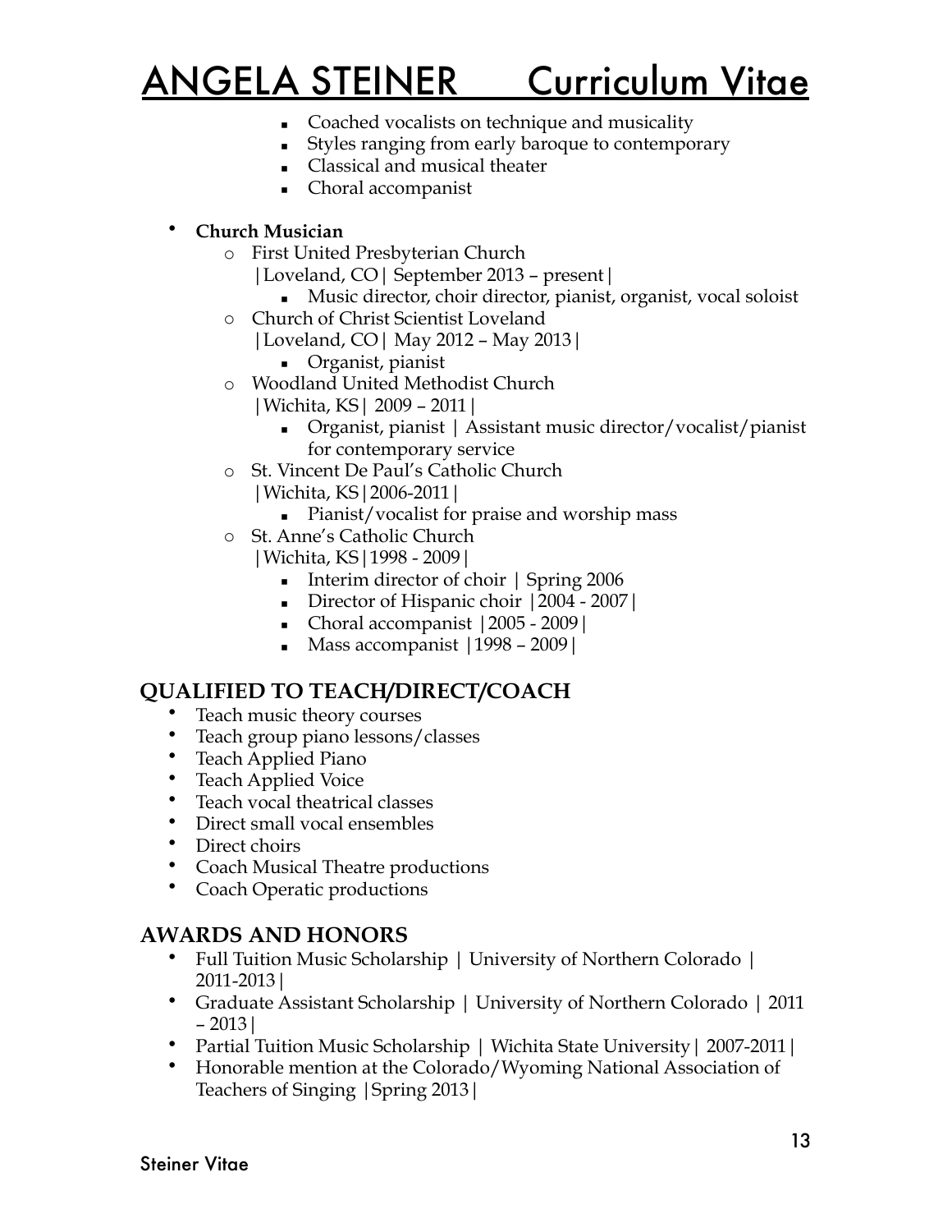- Coached vocalists on technique and musicality
- Styles ranging from early baroque to contemporary
- Classical and musical theater
- Choral accompanist

- **Church Musician**
  - First United Presbyterian Church
    |Loveland, CO| September 2013 – present|
    - Music director, choir director, pianist, organist, vocal soloist
  - Church of Christ Scientist Loveland
    |Loveland, CO| May 2012 – May 2013|
    - Organist, pianist
  - Woodland United Methodist Church
    |Wichita, KS| 2009 – 2011|
    - Organist, pianist | Assistant music director/vocalist/pianist for contemporary service
  - St. Vincent De Paul's Catholic Church
    |Wichita, KS|2006-2011|
    - Pianist/vocalist for praise and worship mass
  - St. Anne's Catholic Church
    |Wichita, KS|1998 - 2009|
    - Interim director of choir | Spring 2006
    - Director of Hispanic choir |2004 - 2007|
    - Choral accompanist |2005 - 2009|
    - Mass accompanist |1998 – 2009|

## QUALIFIED TO TEACH/DIRECT/COACH

- Teach music theory courses
- Teach group piano lessons/classes
- Teach Applied Piano
- Teach Applied Voice
- Teach vocal theatrical classes
- Direct small vocal ensembles
- Direct choirs
- Coach Musical Theatre productions
- Coach Operatic productions

## AWARDS AND HONORS

- Full Tuition Music Scholarship | University of Northern Colorado | 2011-2013|
- Graduate Assistant Scholarship | University of Northern Colorado | 2011 – 2013|
- Partial Tuition Music Scholarship | Wichita State University| 2007-2011|
- Honorable mention at the Colorado/Wyoming National Association of Teachers of Singing |Spring 2013|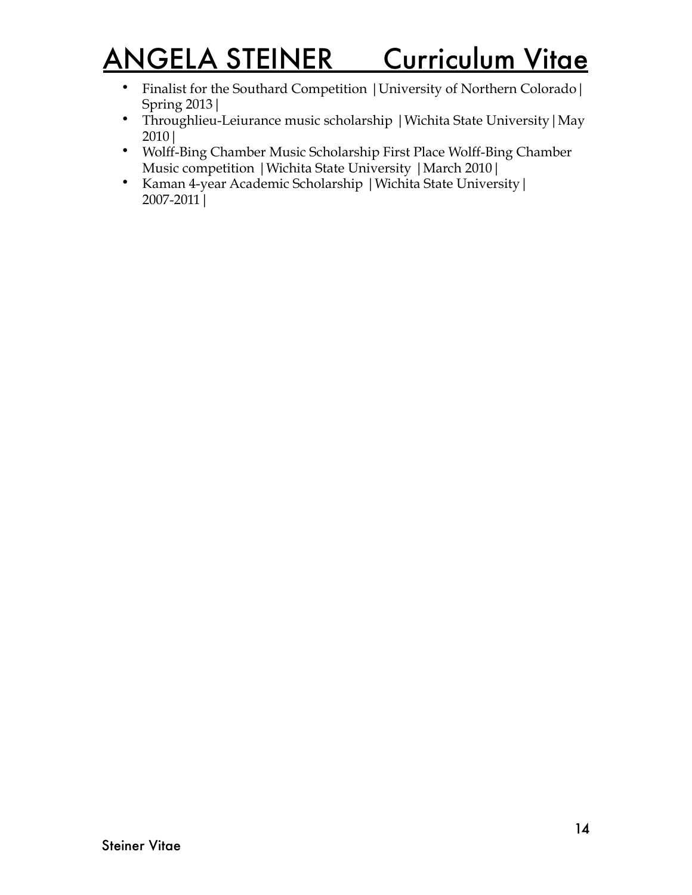- Finalist for the Southard Competition |University of Northern Colorado| Spring 2013|
- Throughlieu-Leiurance music scholarship |Wichita State University|May 2010|
- Wolff-Bing Chamber Music Scholarship First Place Wolff-Bing Chamber Music competition |Wichita State University |March 2010|
- Kaman 4-year Academic Scholarship |Wichita State University| 2007-2011|